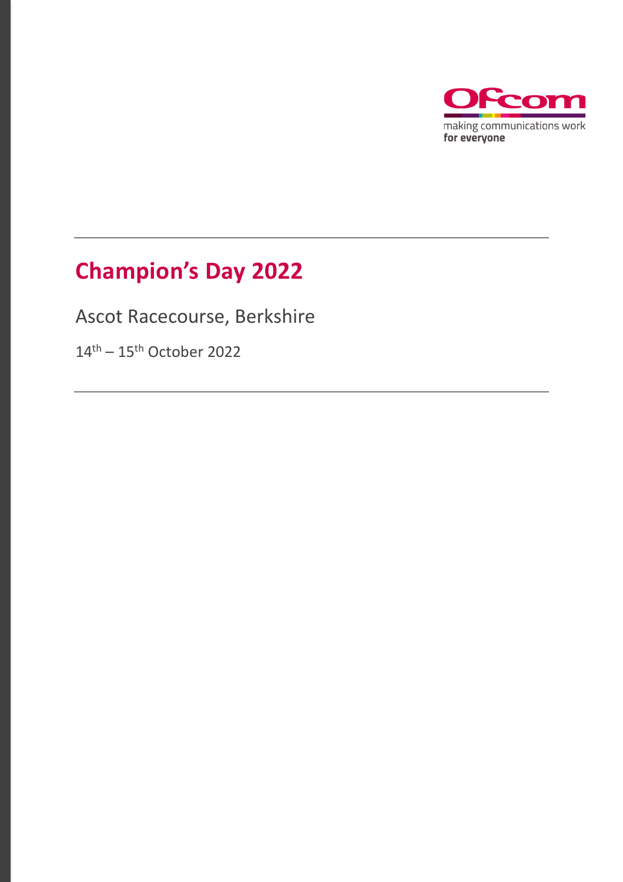# Champion's Day 2022

Ascot Racecourse, Berkshire

14th – 15th October 2022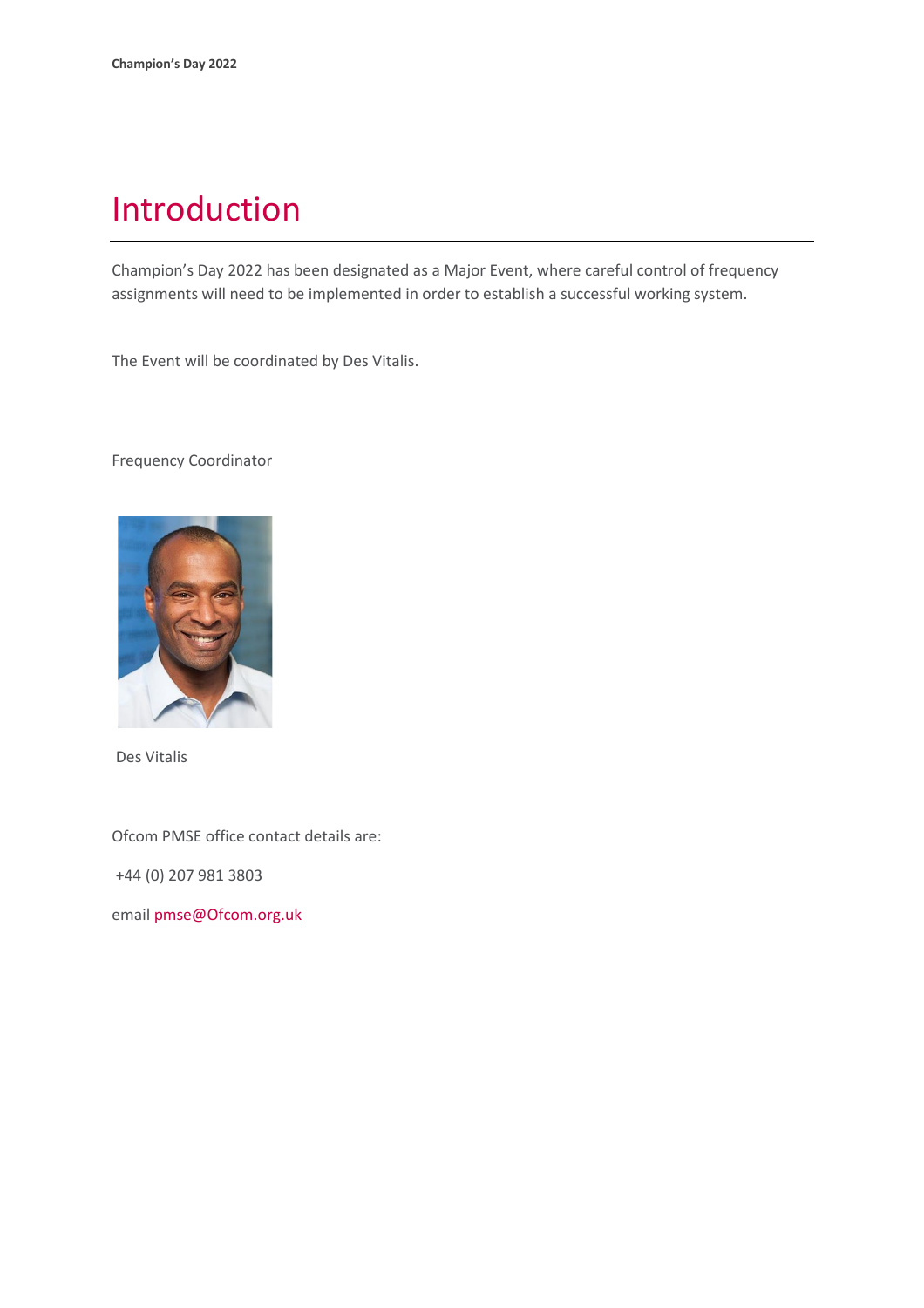# Introduction

Champion's Day 2022 has been designated as a Major Event, where careful control of frequency assignments will need to be implemented in order to establish a successful working system.

The Event will be coordinated by Des Vitalis.

Frequency Coordinator

Des Vitalis

Ofcom PMSE office contact details are:

+44 (0) 207 981 3803

email pmse@Ofcom.org.uk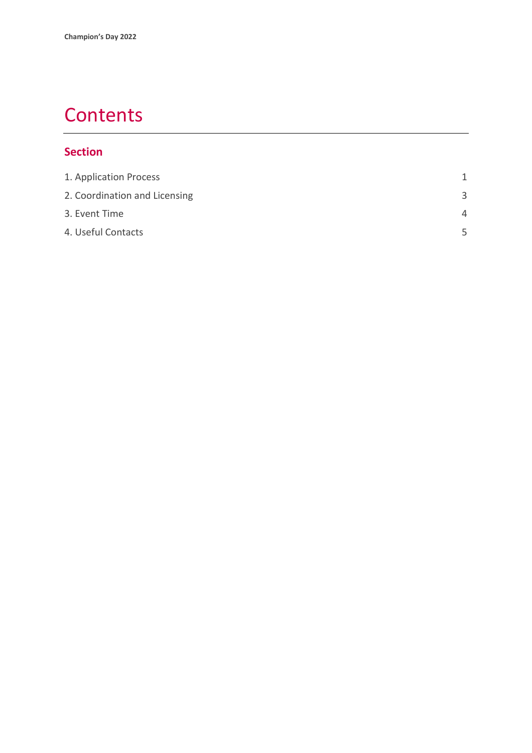# Contents

## Section

| | |
|---|---|
| 1. Application Process | 1 |
| 2. Coordination and Licensing | 3 |
| 3. Event Time | 4 |
| 4. Useful Contacts | 5 |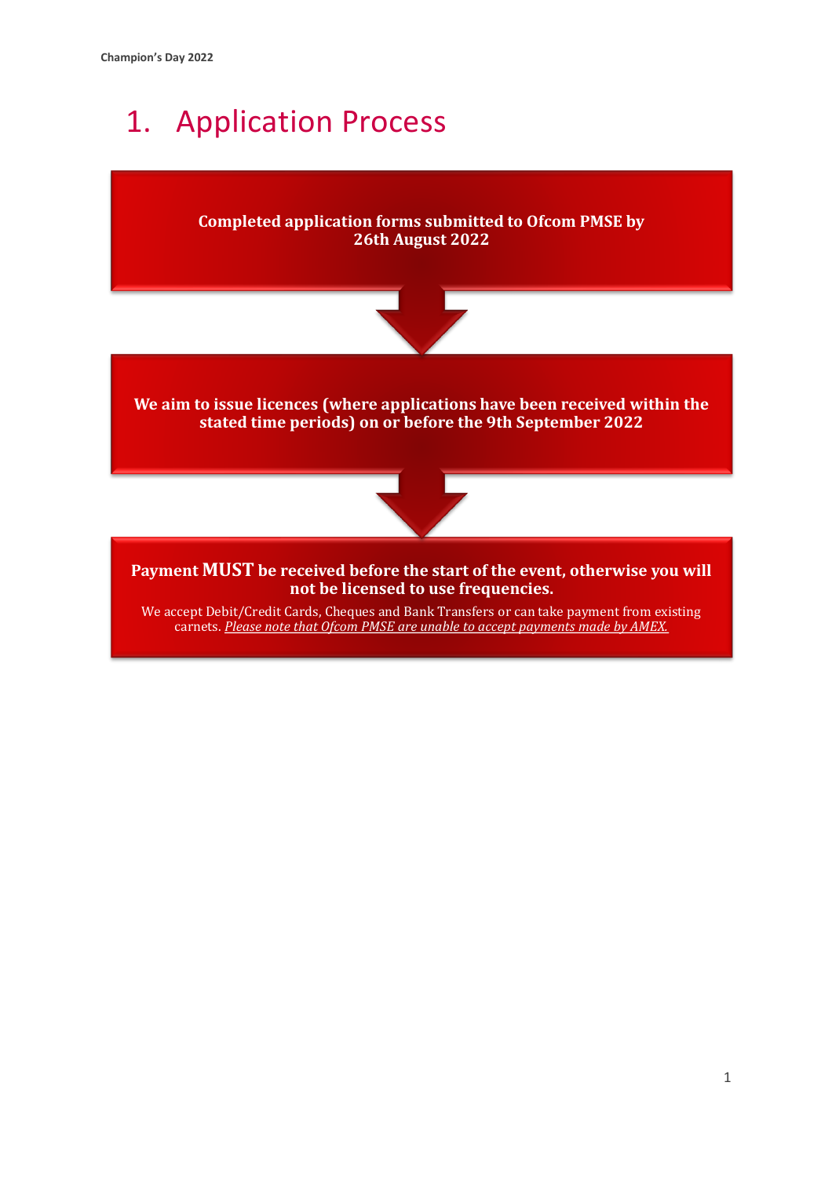# 1. Application Process

**Completed application forms submitted to Ofcom PMSE by 26th August 2022**

**We aim to issue licences (where applications have been received within the stated time periods) on or before the 9th September 2022**

**Payment MUST be received before the start of the event, otherwise you will not be licensed to use frequencies.**

We accept Debit/Credit Cards, Cheques and Bank Transfers or can take payment from existing carnets. *Please note that Ofcom PMSE are unable to accept payments made by AMEX.*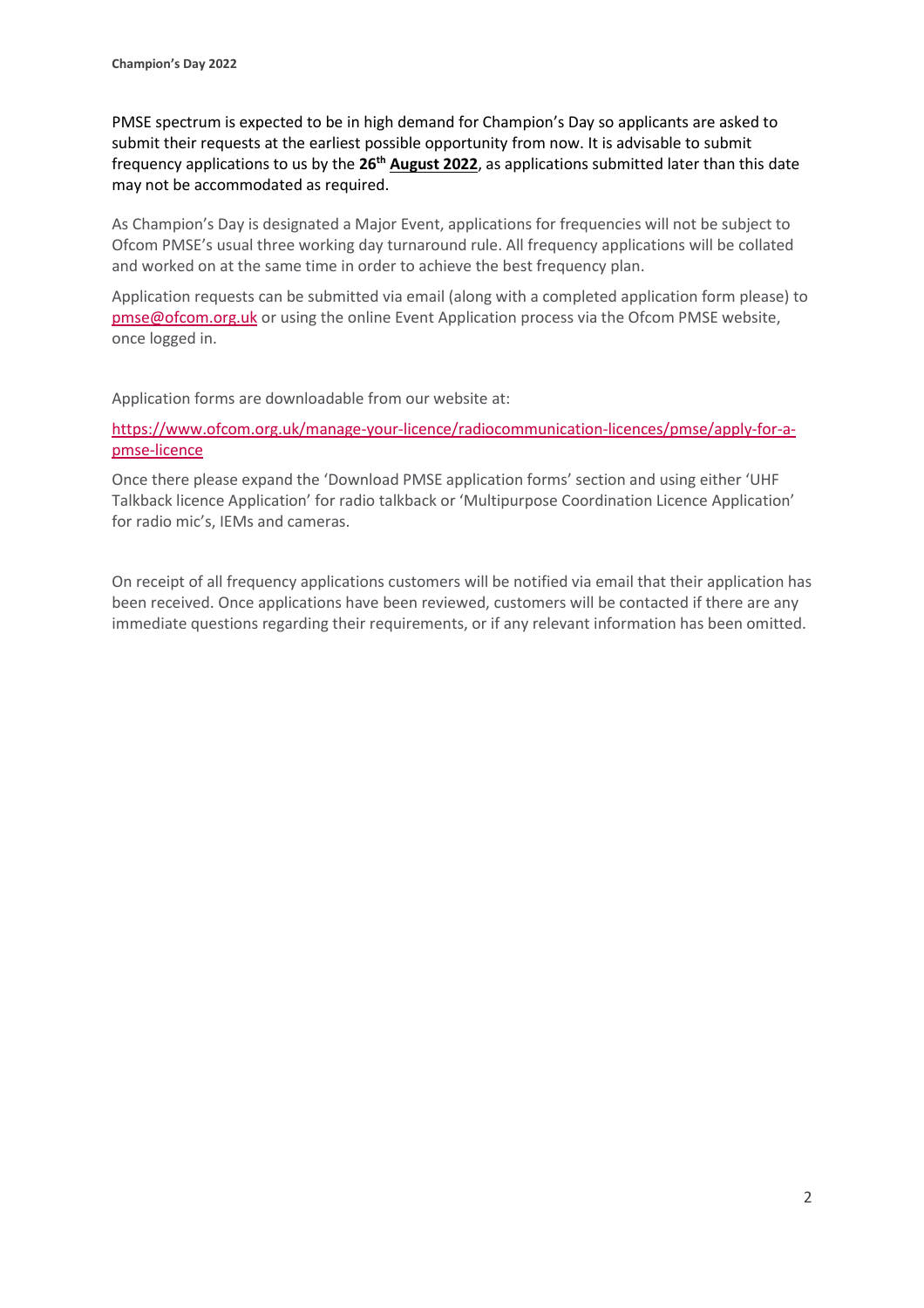PMSE spectrum is expected to be in high demand for Champion's Day so applicants are asked to submit their requests at the earliest possible opportunity from now. It is advisable to submit frequency applications to us by the **26th August 2022**, as applications submitted later than this date may not be accommodated as required.

As Champion's Day is designated a Major Event, applications for frequencies will not be subject to Ofcom PMSE's usual three working day turnaround rule. All frequency applications will be collated and worked on at the same time in order to achieve the best frequency plan.

Application requests can be submitted via email (along with a completed application form please) to pmse@ofcom.org.uk or using the online Event Application process via the Ofcom PMSE website, once logged in.

Application forms are downloadable from our website at:

https://www.ofcom.org.uk/manage-your-licence/radiocommunication-licences/pmse/apply-for-a-pmse-licence

Once there please expand the 'Download PMSE application forms' section and using either 'UHF Talkback licence Application' for radio talkback or 'Multipurpose Coordination Licence Application' for radio mic's, IEMs and cameras.

On receipt of all frequency applications customers will be notified via email that their application has been received. Once applications have been reviewed, customers will be contacted if there are any immediate questions regarding their requirements, or if any relevant information has been omitted.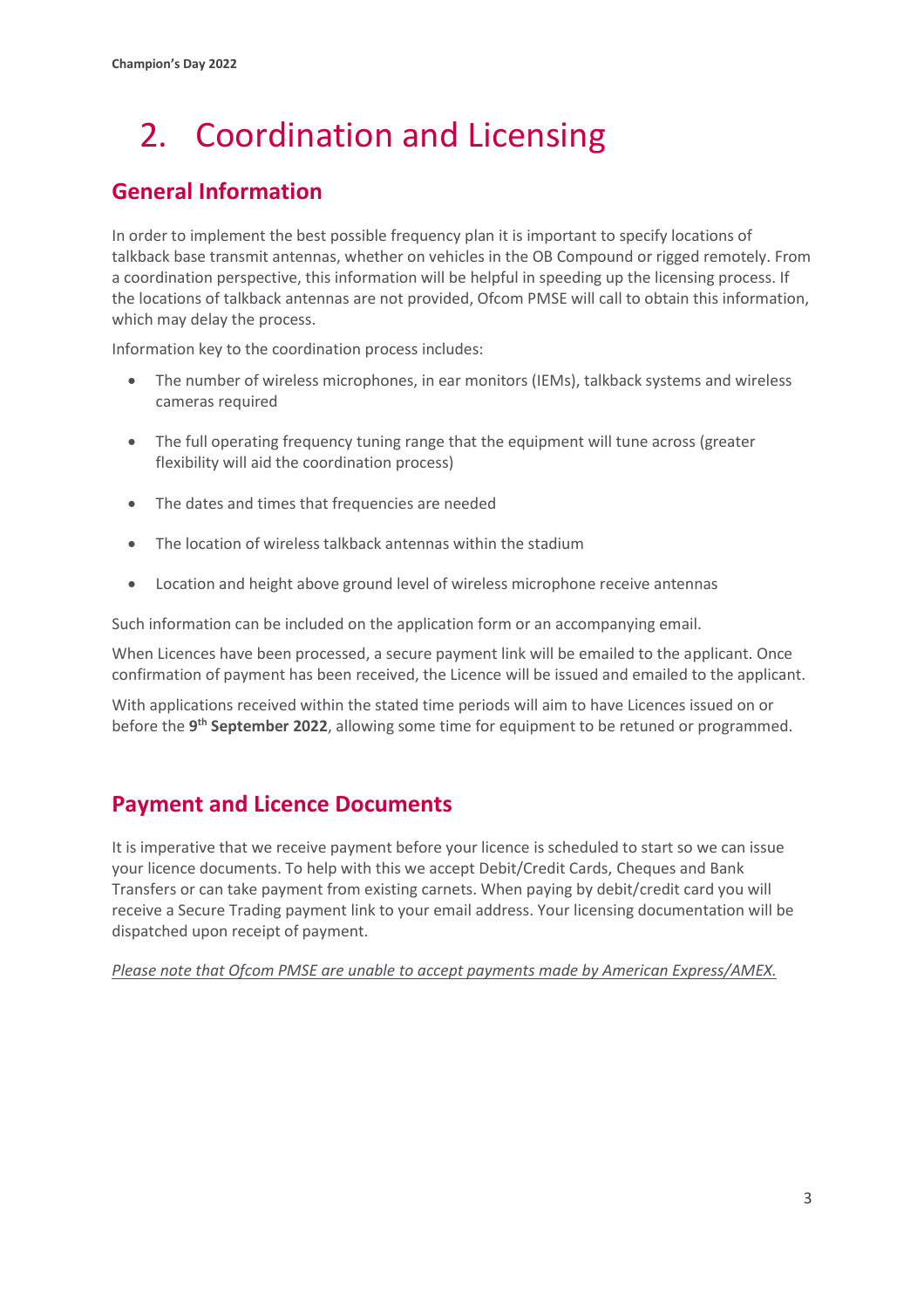# 2. Coordination and Licensing

## General Information

In order to implement the best possible frequency plan it is important to specify locations of talkback base transmit antennas, whether on vehicles in the OB Compound or rigged remotely. From a coordination perspective, this information will be helpful in speeding up the licensing process. If the locations of talkback antennas are not provided, Ofcom PMSE will call to obtain this information, which may delay the process.

Information key to the coordination process includes:

- The number of wireless microphones, in ear monitors (IEMs), talkback systems and wireless cameras required
- The full operating frequency tuning range that the equipment will tune across (greater flexibility will aid the coordination process)
- The dates and times that frequencies are needed
- The location of wireless talkback antennas within the stadium
- Location and height above ground level of wireless microphone receive antennas

Such information can be included on the application form or an accompanying email.

When Licences have been processed, a secure payment link will be emailed to the applicant. Once confirmation of payment has been received, the Licence will be issued and emailed to the applicant.

With applications received within the stated time periods will aim to have Licences issued on or before the **9th September 2022**, allowing some time for equipment to be retuned or programmed.

## Payment and Licence Documents

It is imperative that we receive payment before your licence is scheduled to start so we can issue your licence documents. To help with this we accept Debit/Credit Cards, Cheques and Bank Transfers or can take payment from existing carnets. When paying by debit/credit card you will receive a Secure Trading payment link to your email address. Your licensing documentation will be dispatched upon receipt of payment.

*Please note that Ofcom PMSE are unable to accept payments made by American Express/AMEX.*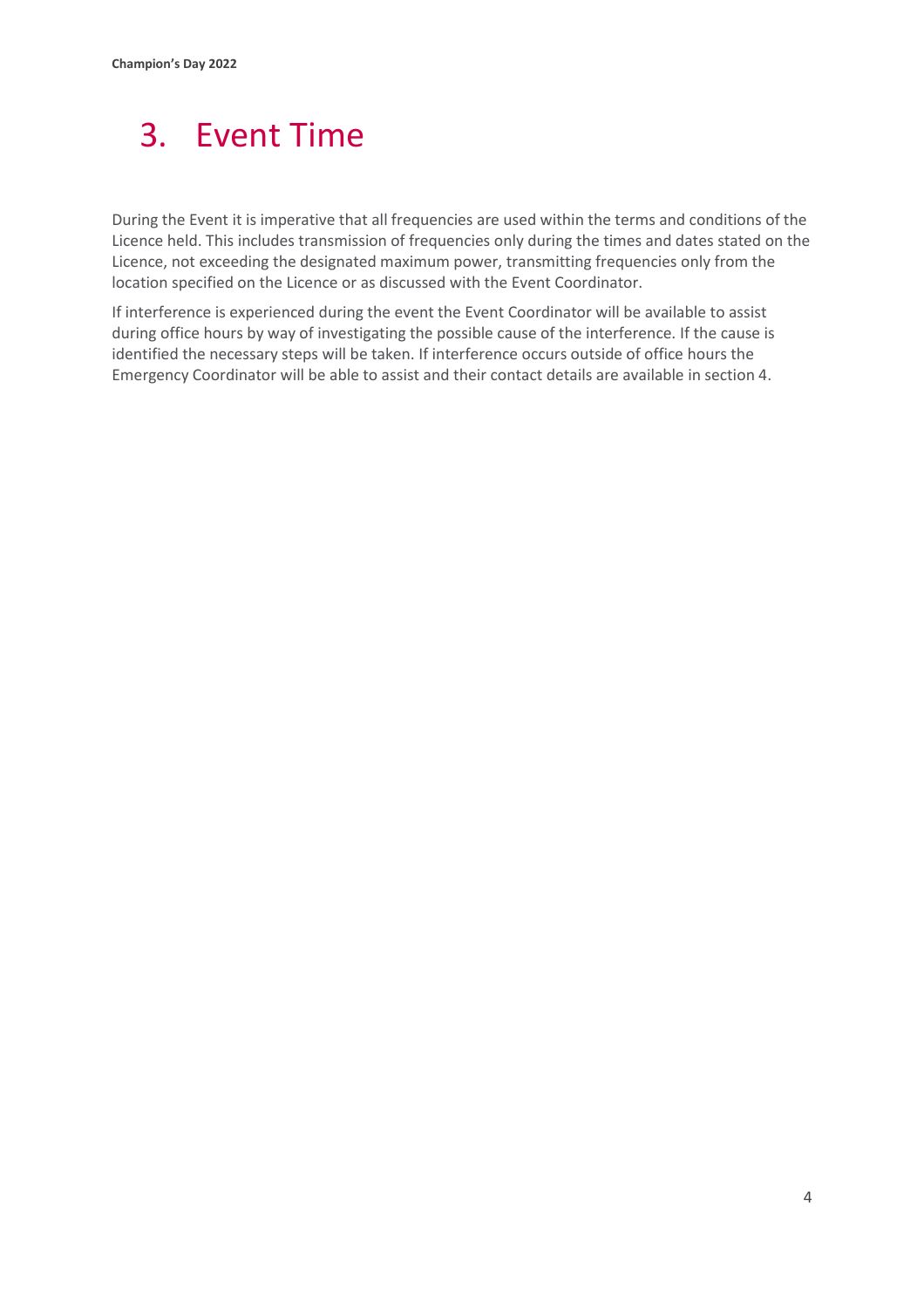# 3. Event Time

During the Event it is imperative that all frequencies are used within the terms and conditions of the Licence held. This includes transmission of frequencies only during the times and dates stated on the Licence, not exceeding the designated maximum power, transmitting frequencies only from the location specified on the Licence or as discussed with the Event Coordinator.

If interference is experienced during the event the Event Coordinator will be available to assist during office hours by way of investigating the possible cause of the interference. If the cause is identified the necessary steps will be taken. If interference occurs outside of office hours the Emergency Coordinator will be able to assist and their contact details are available in section 4.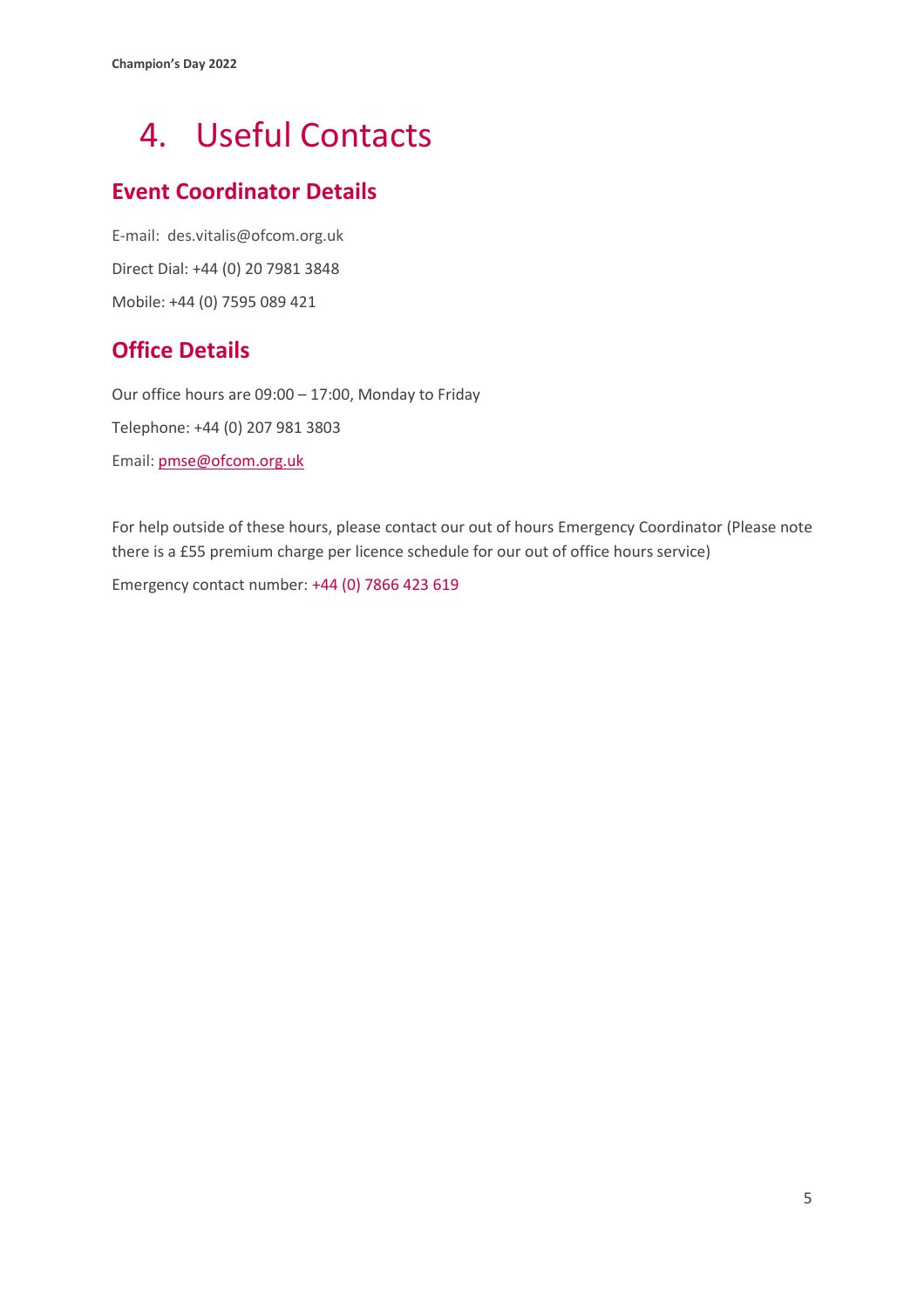# 4. Useful Contacts

## Event Coordinator Details

E-mail: des.vitalis@ofcom.org.uk

Direct Dial: +44 (0) 20 7981 3848

Mobile: +44 (0) 7595 089 421

## Office Details

Our office hours are 09:00 – 17:00, Monday to Friday

Telephone: +44 (0) 207 981 3803

Email: pmse@ofcom.org.uk

For help outside of these hours, please contact our out of hours Emergency Coordinator (Please note there is a £55 premium charge per licence schedule for our out of office hours service)

Emergency contact number: +44 (0) 7866 423 619